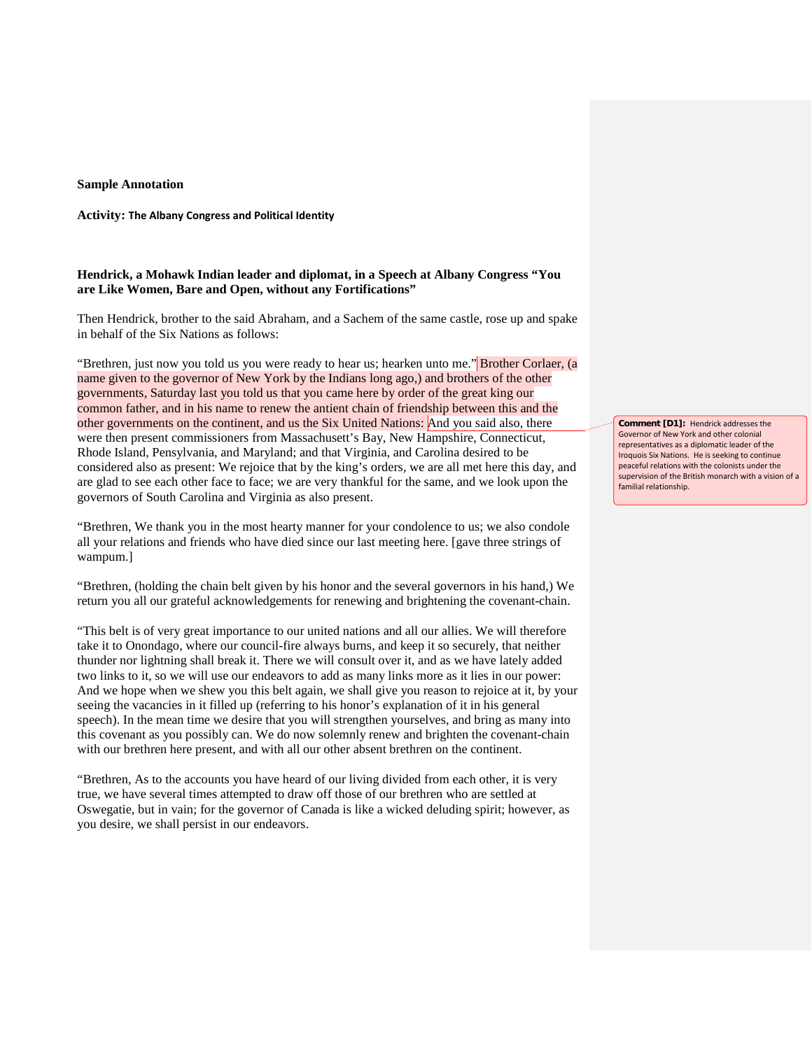**Sample Annotation**

**Activity:** **The Albany Congress and Political Identity**

### Hendrick, a Mohawk Indian leader and diplomat, in a Speech at Albany Congress "You are Like Women, Bare and Open, without any Fortifications"

Then Hendrick, brother to the said Abraham, and a Sachem of the same castle, rose up and spake in behalf of the Six Nations as follows:

"Brethren, just now you told us you were ready to hear us; hearken unto me." Brother Corlaer, (a name given to the governor of New York by the Indians long ago,) and brothers of the other governments, Saturday last you told us that you came here by order of the great king our common father, and in his name to renew the antient chain of friendship between this and the other governments on the continent, and us the Six United Nations: And you said also, there were then present commissioners from Massachusett's Bay, New Hampshire, Connecticut, Rhode Island, Pensylvania, and Maryland; and that Virginia, and Carolina desired to be considered also as present: We rejoice that by the king's orders, we are all met here this day, and are glad to see each other face to face; we are very thankful for the same, and we look upon the governors of South Carolina and Virginia as also present.

> **Comment [D1]:** Hendrick addresses the Governor of New York and other colonial representatives as a diplomatic leader of the Iroquois Six Nations. He is seeking to continue peaceful relations with the colonists under the supervision of the British monarch with a vision of a familial relationship.

"Brethren, We thank you in the most hearty manner for your condolence to us; we also condole all your relations and friends who have died since our last meeting here. [gave three strings of wampum.]

"Brethren, (holding the chain belt given by his honor and the several governors in his hand,) We return you all our grateful acknowledgements for renewing and brightening the covenant-chain.

"This belt is of very great importance to our united nations and all our allies. We will therefore take it to Onondago, where our council-fire always burns, and keep it so securely, that neither thunder nor lightning shall break it. There we will consult over it, and as we have lately added two links to it, so we will use our endeavors to add as many links more as it lies in our power: And we hope when we shew you this belt again, we shall give you reason to rejoice at it, by your seeing the vacancies in it filled up (referring to his honor's explanation of it in his general speech). In the mean time we desire that you will strengthen yourselves, and bring as many into this covenant as you possibly can. We do now solemnly renew and brighten the covenant-chain with our brethren here present, and with all our other absent brethren on the continent.

"Brethren, As to the accounts you have heard of our living divided from each other, it is very true, we have several times attempted to draw off those of our brethren who are settled at Oswegatie, but in vain; for the governor of Canada is like a wicked deluding spirit; however, as you desire, we shall persist in our endeavors.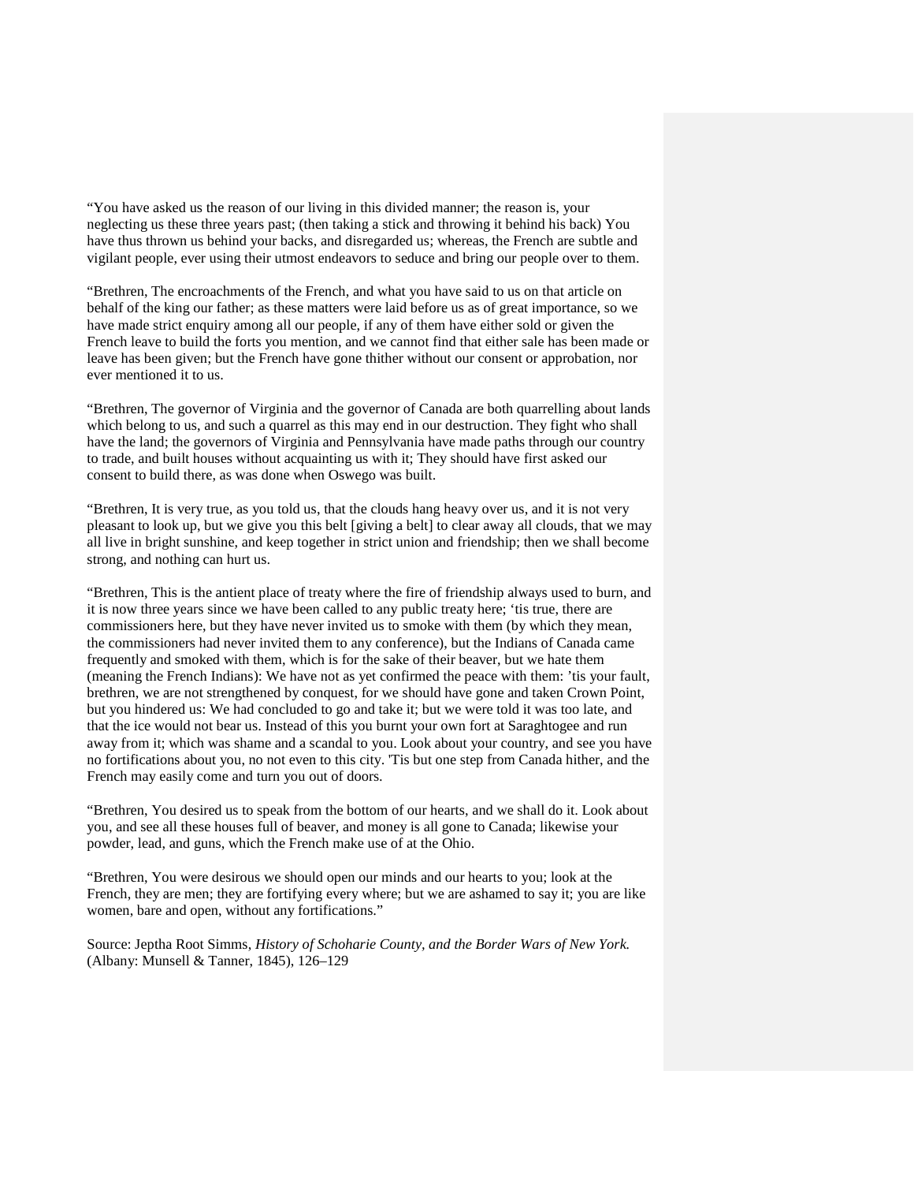"You have asked us the reason of our living in this divided manner; the reason is, your neglecting us these three years past; (then taking a stick and throwing it behind his back) You have thus thrown us behind your backs, and disregarded us; whereas, the French are subtle and vigilant people, ever using their utmost endeavors to seduce and bring our people over to them.

"Brethren, The encroachments of the French, and what you have said to us on that article on behalf of the king our father; as these matters were laid before us as of great importance, so we have made strict enquiry among all our people, if any of them have either sold or given the French leave to build the forts you mention, and we cannot find that either sale has been made or leave has been given; but the French have gone thither without our consent or approbation, nor ever mentioned it to us.

"Brethren, The governor of Virginia and the governor of Canada are both quarrelling about lands which belong to us, and such a quarrel as this may end in our destruction. They fight who shall have the land; the governors of Virginia and Pennsylvania have made paths through our country to trade, and built houses without acquainting us with it; They should have first asked our consent to build there, as was done when Oswego was built.

"Brethren, It is very true, as you told us, that the clouds hang heavy over us, and it is not very pleasant to look up, but we give you this belt [giving a belt] to clear away all clouds, that we may all live in bright sunshine, and keep together in strict union and friendship; then we shall become strong, and nothing can hurt us.

"Brethren, This is the antient place of treaty where the fire of friendship always used to burn, and it is now three years since we have been called to any public treaty here; 'tis true, there are commissioners here, but they have never invited us to smoke with them (by which they mean, the commissioners had never invited them to any conference), but the Indians of Canada came frequently and smoked with them, which is for the sake of their beaver, but we hate them (meaning the French Indians): We have not as yet confirmed the peace with them: 'tis your fault, brethren, we are not strengthened by conquest, for we should have gone and taken Crown Point, but you hindered us: We had concluded to go and take it; but we were told it was too late, and that the ice would not bear us. Instead of this you burnt your own fort at Saraghtogee and run away from it; which was shame and a scandal to you. Look about your country, and see you have no fortifications about you, no not even to this city. 'Tis but one step from Canada hither, and the French may easily come and turn you out of doors.

"Brethren, You desired us to speak from the bottom of our hearts, and we shall do it. Look about you, and see all these houses full of beaver, and money is all gone to Canada; likewise your powder, lead, and guns, which the French make use of at the Ohio.

"Brethren, You were desirous we should open our minds and our hearts to you; look at the French, they are men; they are fortifying every where; but we are ashamed to say it; you are like women, bare and open, without any fortifications."

Source: Jeptha Root Simms, *History of Schoharie County, and the Border Wars of New York.* (Albany: Munsell & Tanner, 1845), 126–129